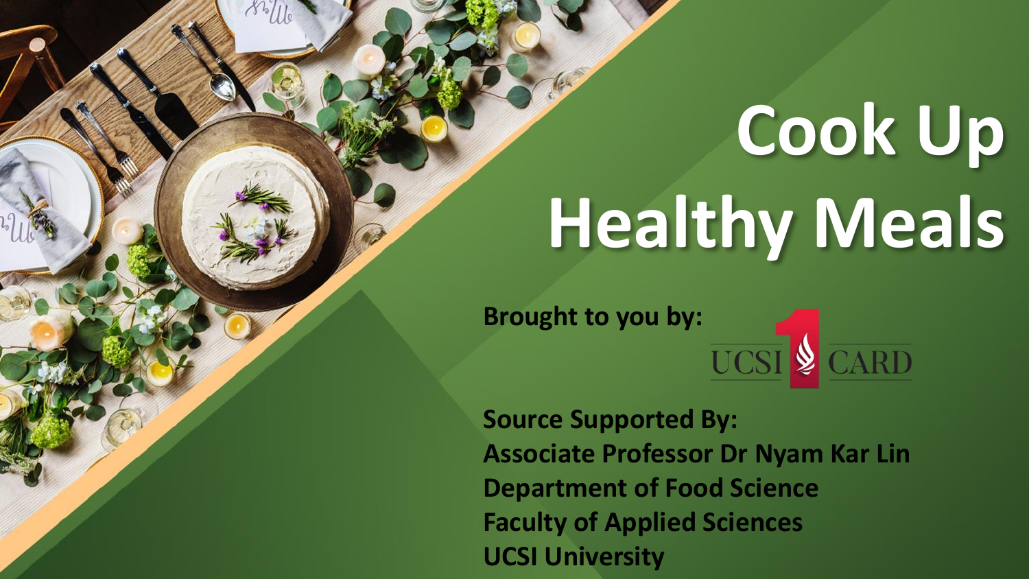# Cook Up Healthy Meals

**Brought to you by:**

UCSI CARD

**Source Supported By:**
**Associate Professor Dr Nyam Kar Lin**
**Department of Food Science**
**Faculty of Applied Sciences**
**UCSI University**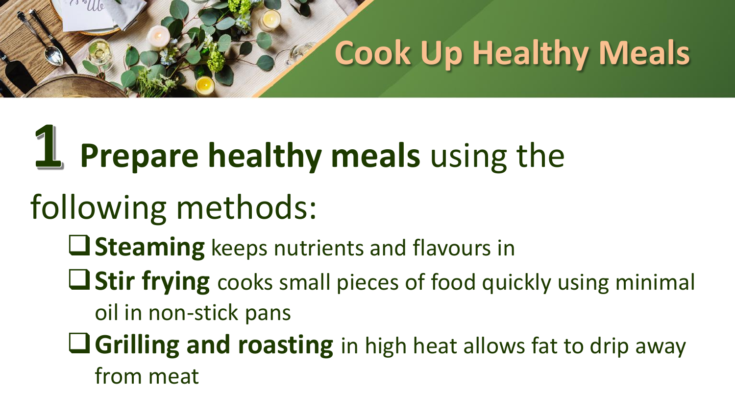# Cook Up Healthy Meals

**1 Prepare healthy meals** using the following methods:

- **Steaming** keeps nutrients and flavours in
- **Stir frying** cooks small pieces of food quickly using minimal oil in non-stick pans
- **Grilling and roasting** in high heat allows fat to drip away from meat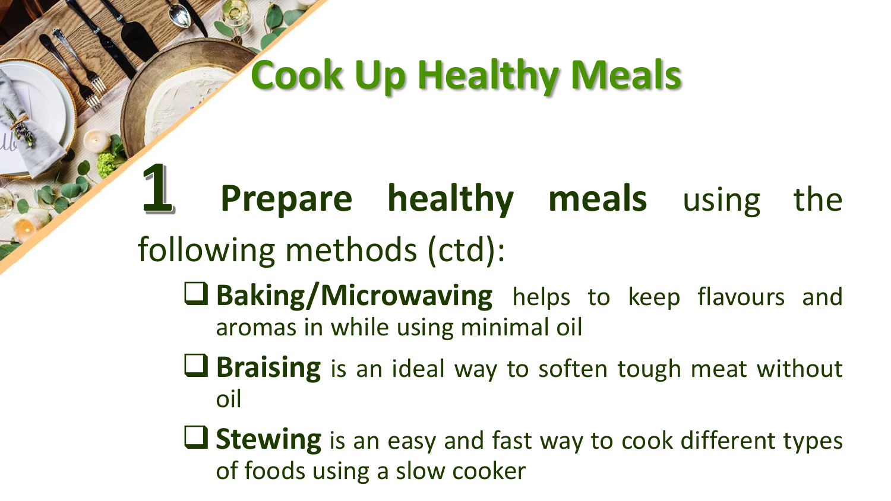# Cook Up Healthy Meals

## 1 **Prepare healthy meals** using the following methods (ctd):

- **Baking/Microwaving** helps to keep flavours and aromas in while using minimal oil
- **Braising** is an ideal way to soften tough meat without oil
- **Stewing** is an easy and fast way to cook different types of foods using a slow cooker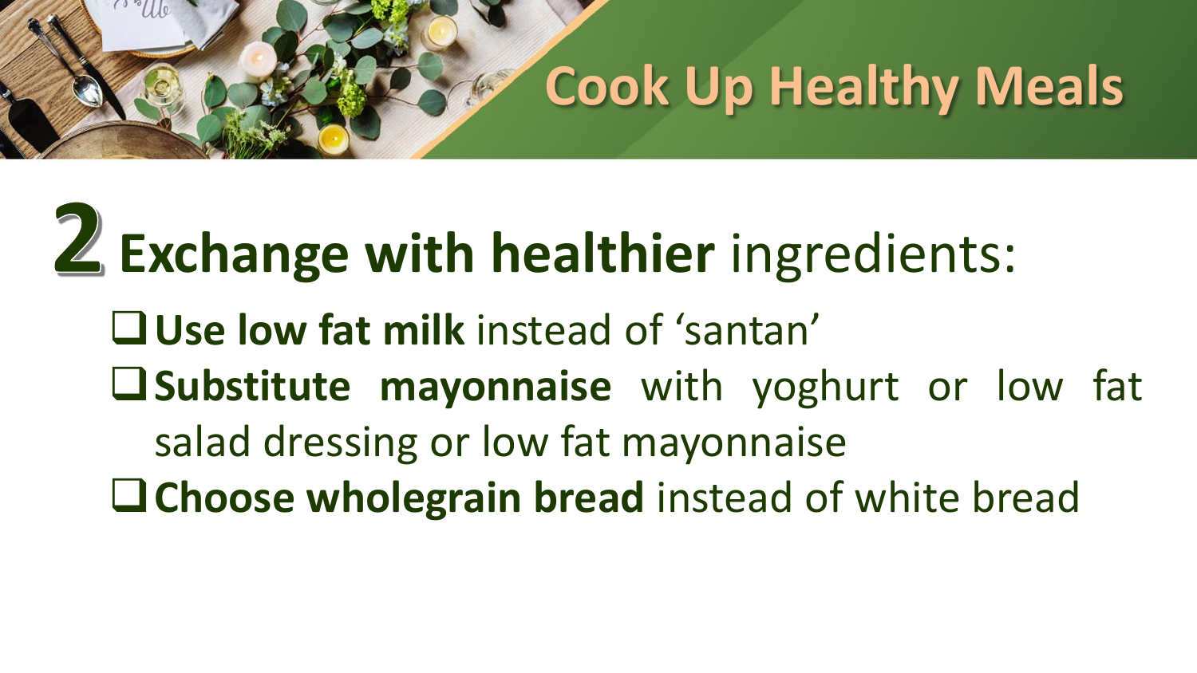# Cook Up Healthy Meals

## 2 **Exchange with healthier** ingredients:

- **Use low fat milk** instead of ‘santan’
- **Substitute mayonnaise** with yoghurt or low fat salad dressing or low fat mayonnaise
- **Choose wholegrain bread** instead of white bread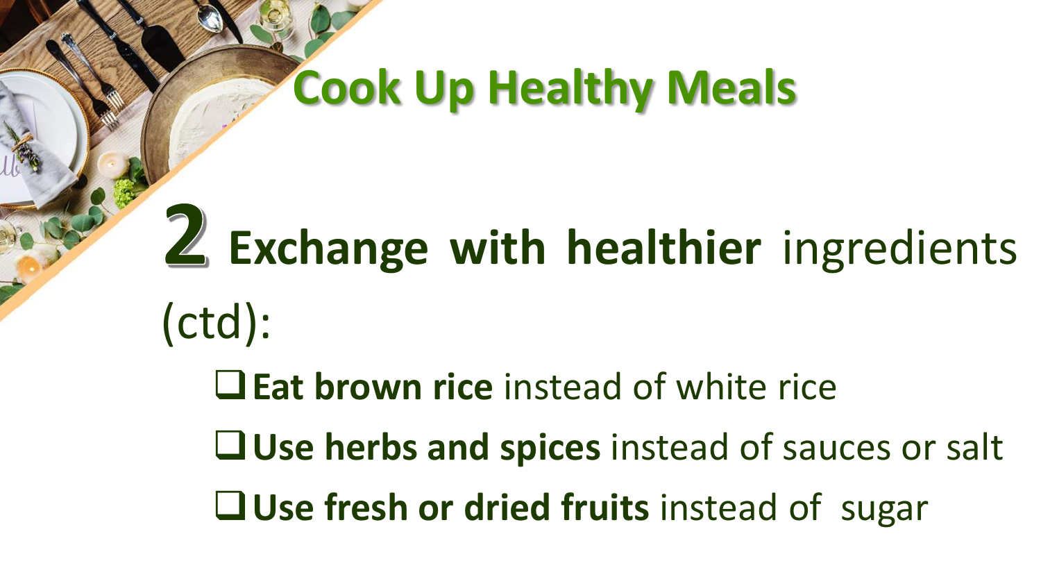# Cook Up Healthy Meals

## 2 **Exchange with healthier** ingredients (ctd):

- ❑ **Eat brown rice** instead of white rice
- ❑ **Use herbs and spices** instead of sauces or salt
- ❑ **Use fresh or dried fruits** instead of sugar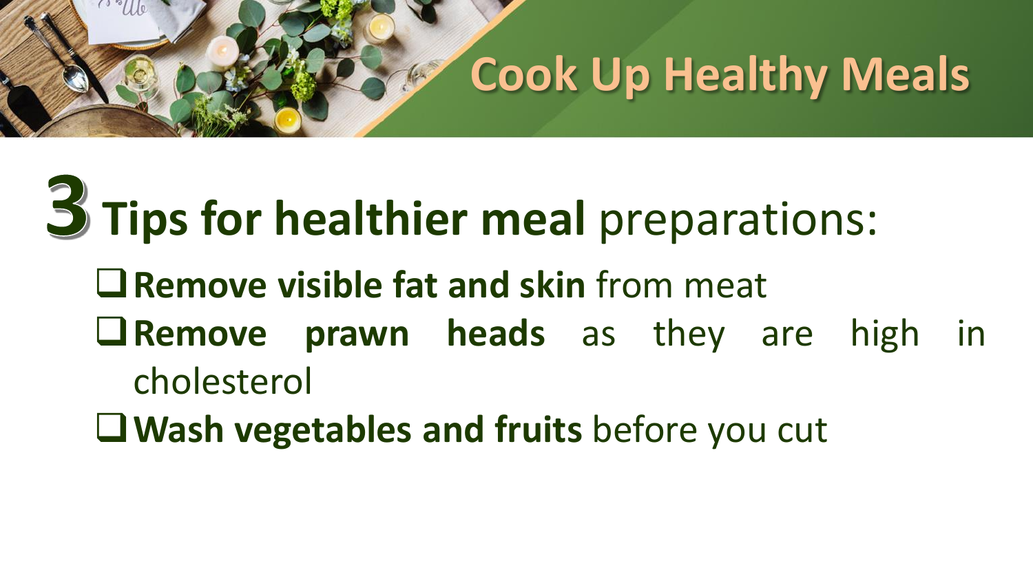# Cook Up Healthy Meals

## 3 **Tips for healthier meal** preparations:

- **Remove visible fat and skin** from meat
- **Remove prawn heads** as they are high in cholesterol
- **Wash vegetables and fruits** before you cut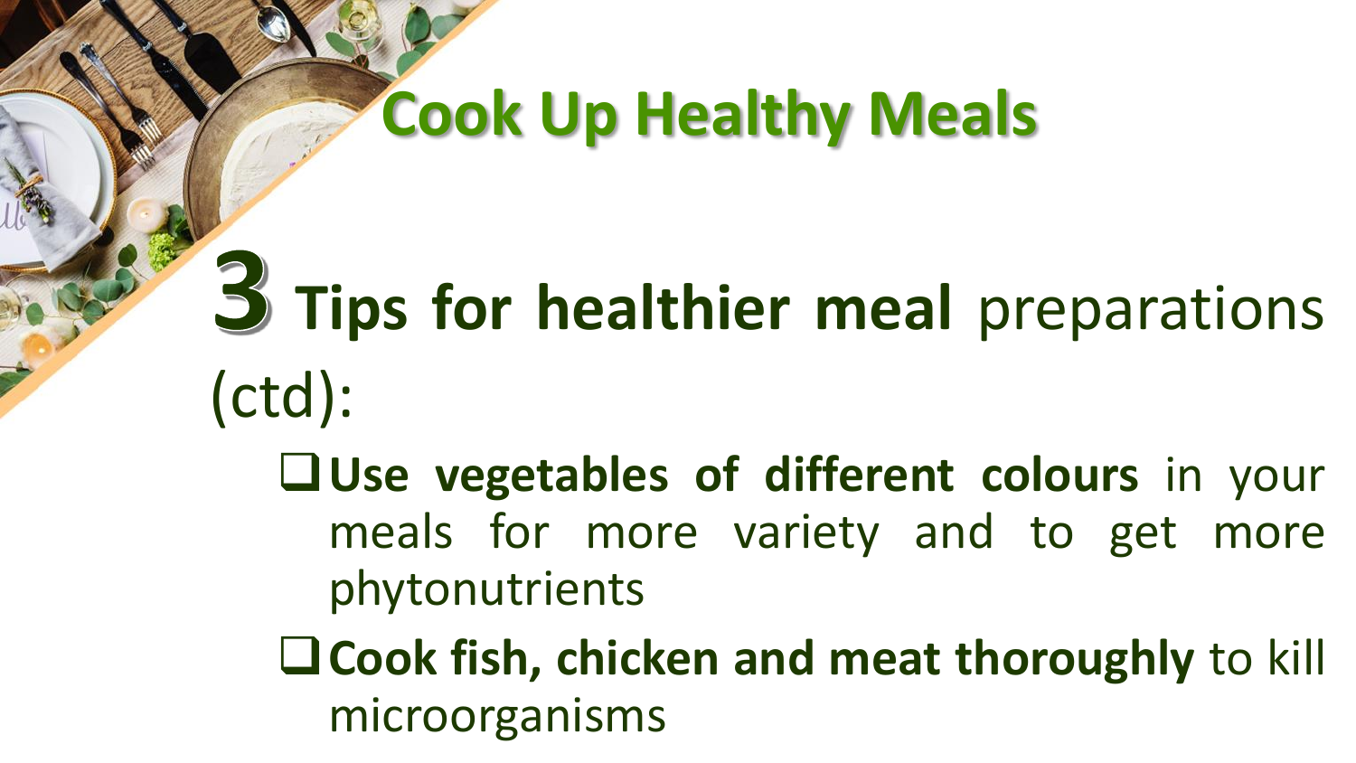# Cook Up Healthy Meals

## 3 **Tips for healthier meal** preparations (ctd):

- **Use vegetables of different colours** in your meals for more variety and to get more phytonutrients
- **Cook fish, chicken and meat thoroughly** to kill microorganisms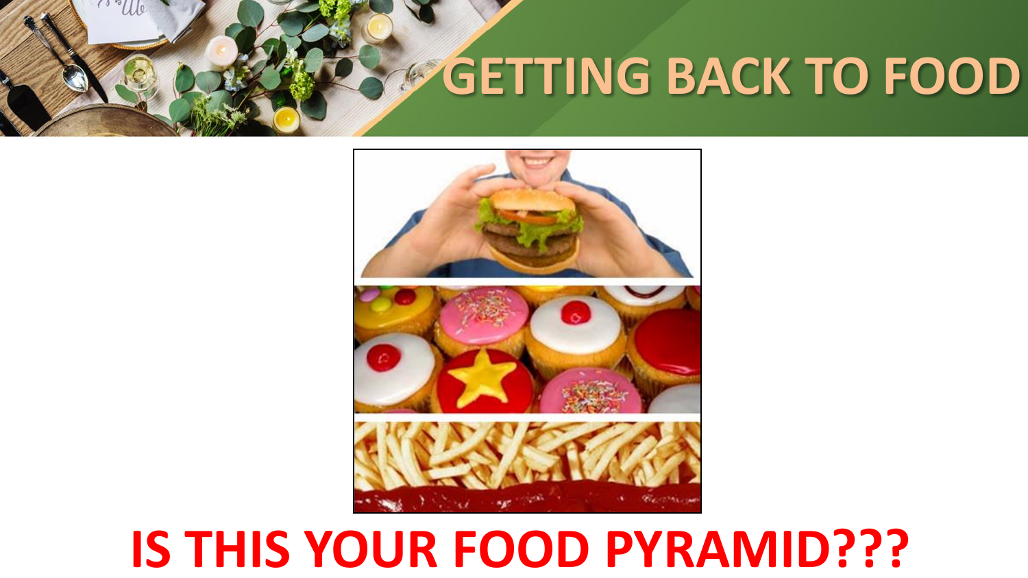# GETTING BACK TO FOOD

**IS THIS YOUR FOOD PYRAMID???**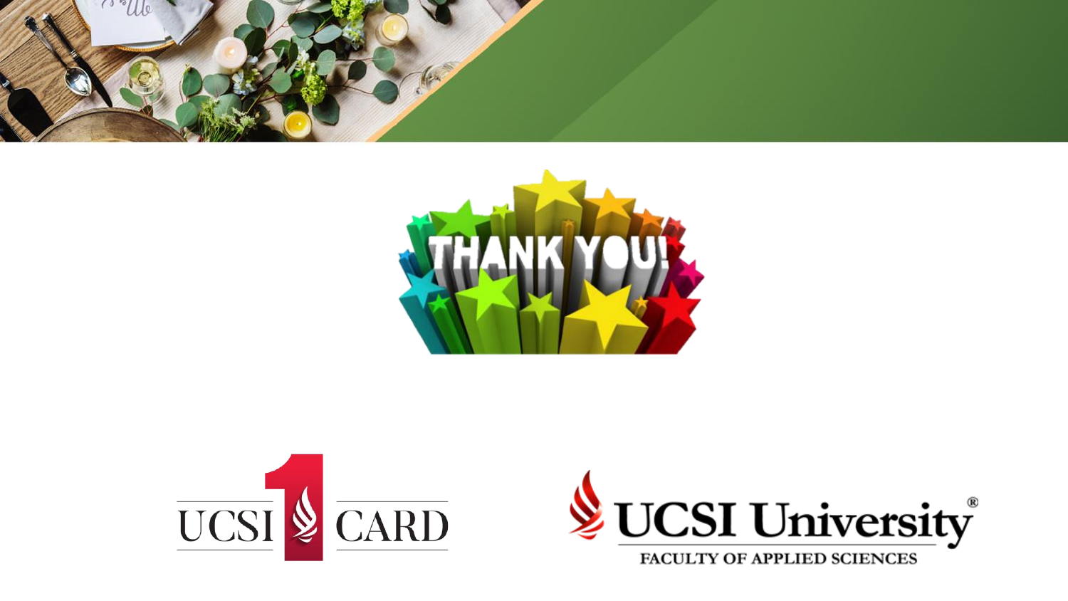THANK YOU!

UCSI 1 CARD

UCSI University®

FACULTY OF APPLIED SCIENCES